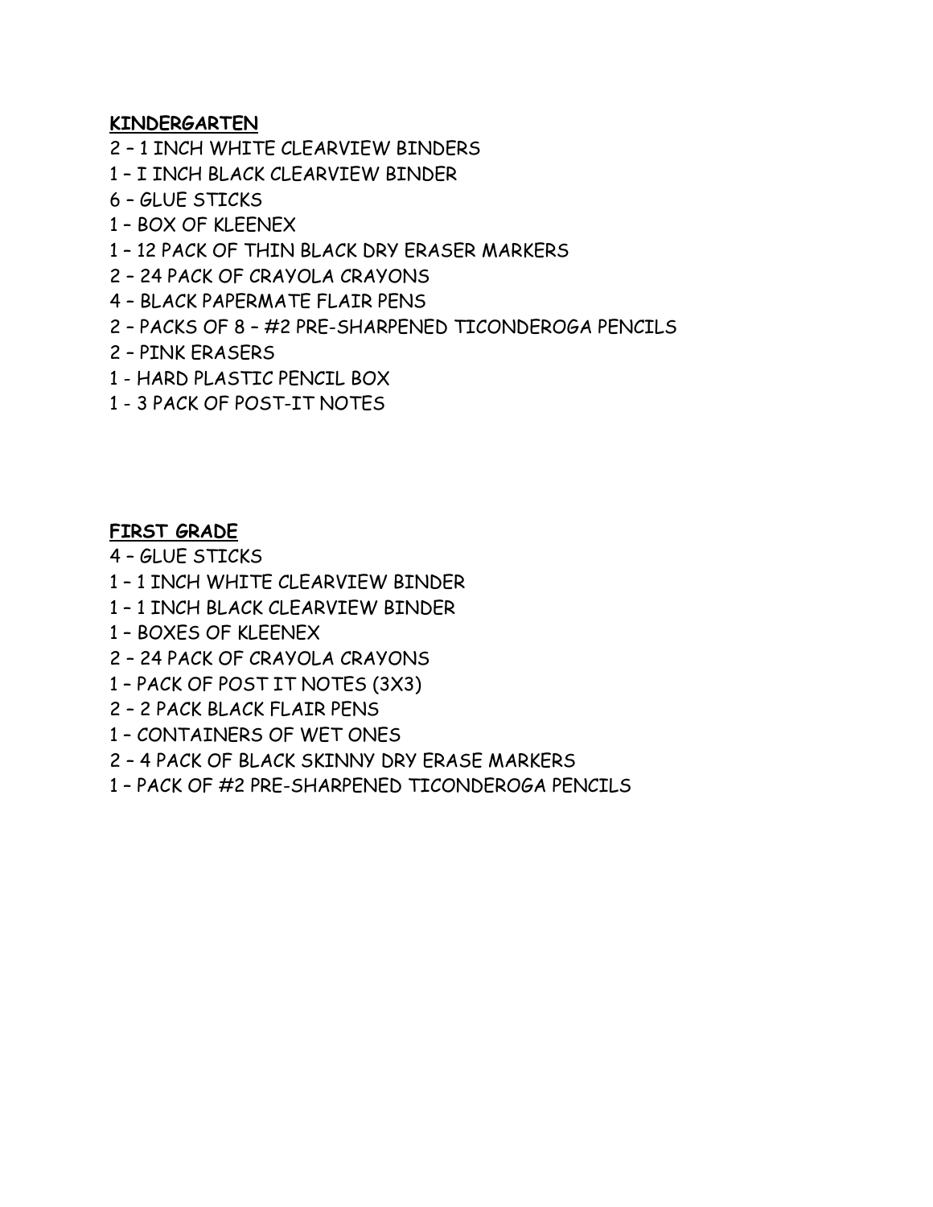**KINDERGARTEN**

2 – 1 INCH WHITE CLEARVIEW BINDERS
1 – I INCH BLACK CLEARVIEW BINDER
6 – GLUE STICKS
1 – BOX OF KLEENEX
1 – 12 PACK OF THIN BLACK DRY ERASER MARKERS
2 – 24 PACK OF CRAYOLA CRAYONS
4 – BLACK PAPERMATE FLAIR PENS
2 – PACKS OF 8 – #2 PRE-SHARPENED TICONDEROGA PENCILS
2 – PINK ERASERS
1 - HARD PLASTIC PENCIL BOX
1 - 3 PACK OF POST-IT NOTES

**FIRST GRADE**

4 – GLUE STICKS
1 – 1 INCH WHITE CLEARVIEW BINDER
1 – 1 INCH BLACK CLEARVIEW BINDER
1 – BOXES OF KLEENEX
2 – 24 PACK OF CRAYOLA CRAYONS
1 – PACK OF POST IT NOTES (3X3)
2 – 2 PACK BLACK FLAIR PENS
1 – CONTAINERS OF WET ONES
2 – 4 PACK OF BLACK SKINNY DRY ERASE MARKERS
1 – PACK OF #2 PRE-SHARPENED TICONDEROGA PENCILS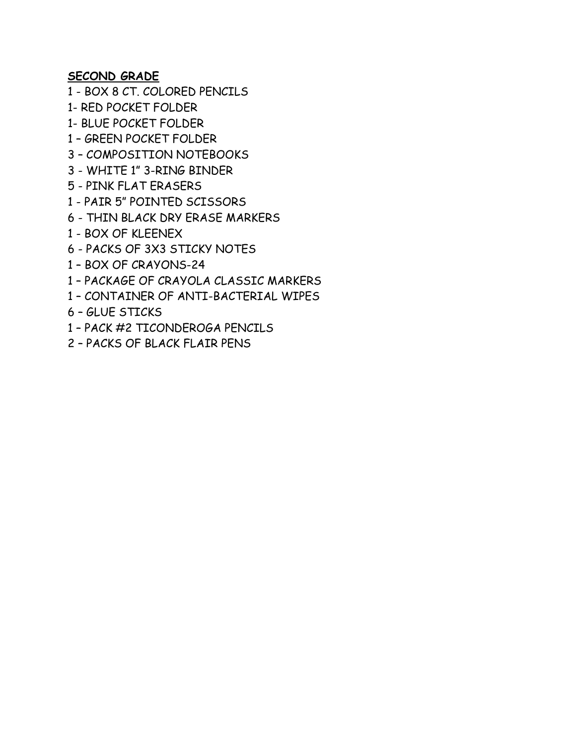**SECOND GRADE**

1 - BOX 8 CT. COLORED PENCILS
1- RED POCKET FOLDER
1- BLUE POCKET FOLDER
1 – GREEN POCKET FOLDER
3 – COMPOSITION NOTEBOOKS
3 - WHITE 1" 3-RING BINDER
5 - PINK FLAT ERASERS
1 - PAIR 5" POINTED SCISSORS
6 - THIN BLACK DRY ERASE MARKERS
1 - BOX OF KLEENEX
6 - PACKS OF 3X3 STICKY NOTES
1 – BOX OF CRAYONS-24
1 – PACKAGE OF CRAYOLA CLASSIC MARKERS
1 – CONTAINER OF ANTI-BACTERIAL WIPES
6 – GLUE STICKS
1 – PACK #2 TICONDEROGA PENCILS
2 – PACKS OF BLACK FLAIR PENS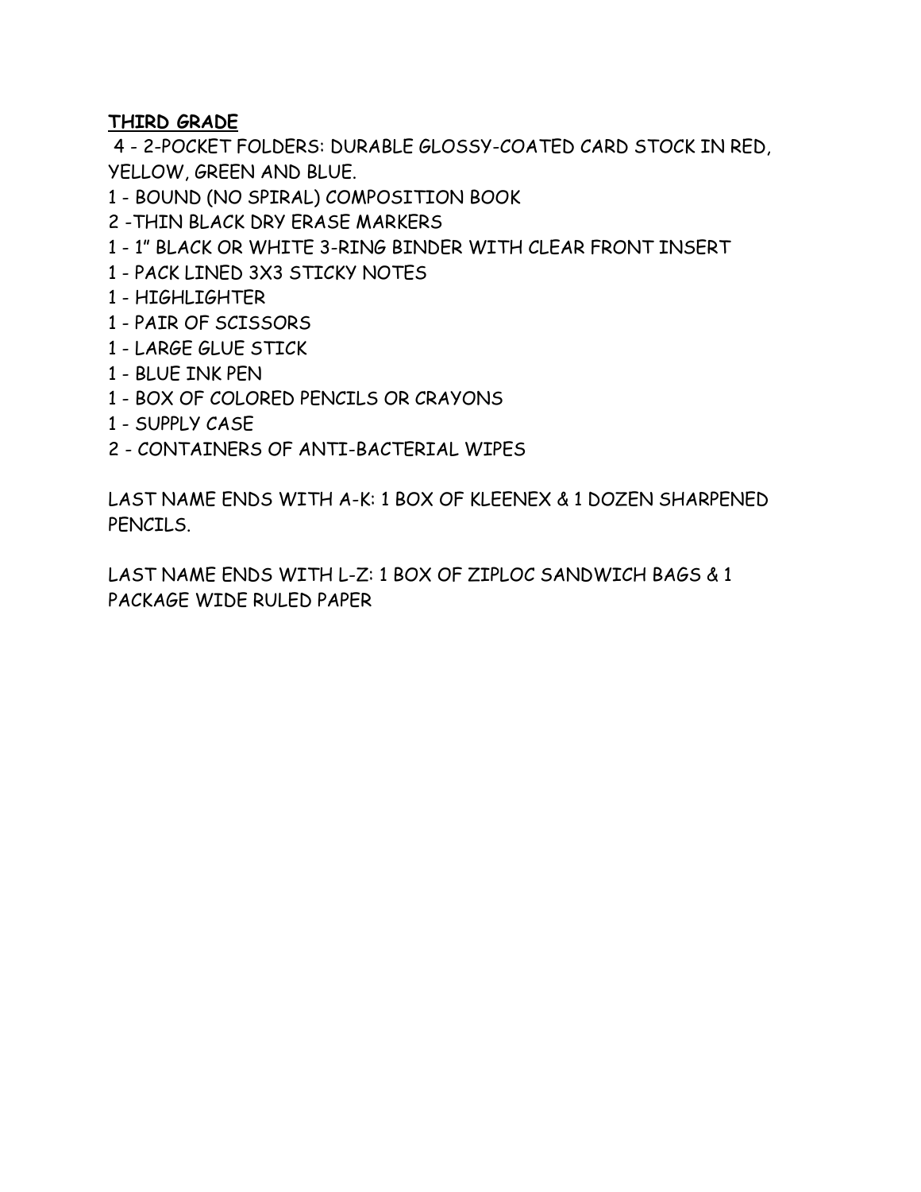**THIRD GRADE**

4 - 2-POCKET FOLDERS: DURABLE GLOSSY-COATED CARD STOCK IN RED, YELLOW, GREEN AND BLUE.
1 - BOUND (NO SPIRAL) COMPOSITION BOOK
2 -THIN BLACK DRY ERASE MARKERS
1 - 1" BLACK OR WHITE 3-RING BINDER WITH CLEAR FRONT INSERT
1 - PACK LINED 3X3 STICKY NOTES
1 - HIGHLIGHTER
1 - PAIR OF SCISSORS
1 - LARGE GLUE STICK
1 - BLUE INK PEN
1 - BOX OF COLORED PENCILS OR CRAYONS
1 - SUPPLY CASE
2 - CONTAINERS OF ANTI-BACTERIAL WIPES

LAST NAME ENDS WITH A-K: 1 BOX OF KLEENEX & 1 DOZEN SHARPENED PENCILS.

LAST NAME ENDS WITH L-Z: 1 BOX OF ZIPLOC SANDWICH BAGS & 1 PACKAGE WIDE RULED PAPER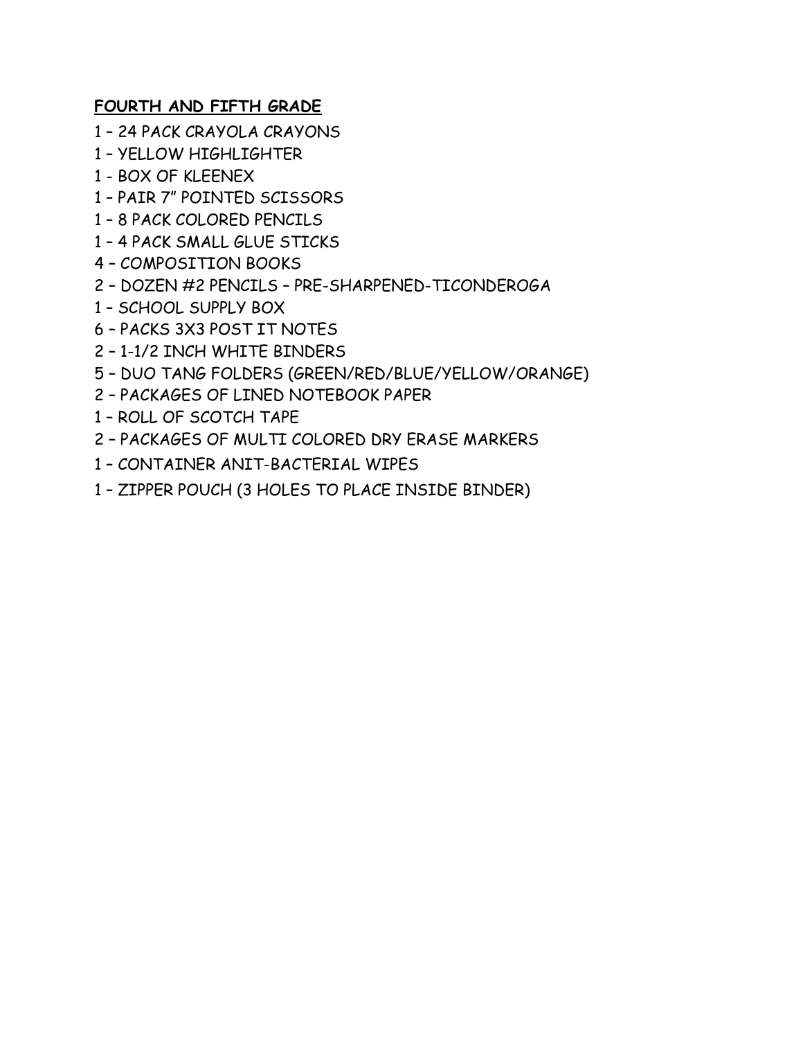**FOURTH AND FIFTH GRADE**

1 – 24 PACK CRAYOLA CRAYONS

1 – YELLOW HIGHLIGHTER

1 - BOX OF KLEENEX

1 – PAIR 7" POINTED SCISSORS

1 – 8 PACK COLORED PENCILS

1 – 4 PACK SMALL GLUE STICKS

4 – COMPOSITION BOOKS

2 – DOZEN #2 PENCILS – PRE-SHARPENED-TICONDEROGA

1 – SCHOOL SUPPLY BOX

6 – PACKS 3X3 POST IT NOTES

2 – 1-1/2 INCH WHITE BINDERS

5 – DUO TANG FOLDERS (GREEN/RED/BLUE/YELLOW/ORANGE)

2 – PACKAGES OF LINED NOTEBOOK PAPER

1 – ROLL OF SCOTCH TAPE

2 – PACKAGES OF MULTI COLORED DRY ERASE MARKERS

1 – CONTAINER ANIT-BACTERIAL WIPES

1 – ZIPPER POUCH (3 HOLES TO PLACE INSIDE BINDER)